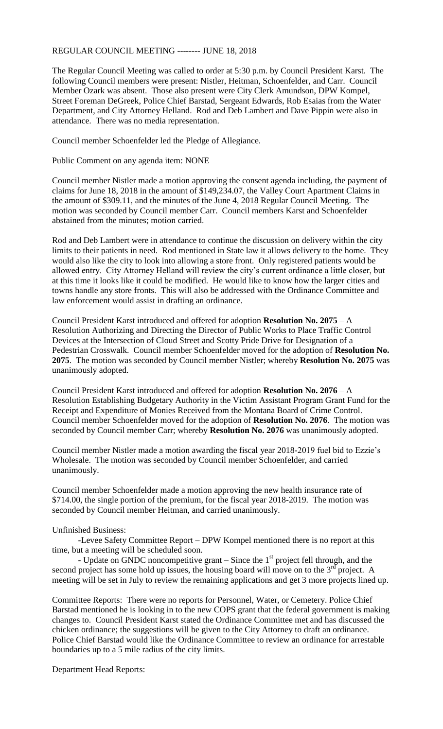REGULAR COUNCIL MEETING -------- JUNE 18, 2018

The Regular Council Meeting was called to order at 5:30 p.m. by Council President Karst. The following Council members were present: Nistler, Heitman, Schoenfelder, and Carr. Council Member Ozark was absent. Those also present were City Clerk Amundson, DPW Kompel, Street Foreman DeGreek, Police Chief Barstad, Sergeant Edwards, Rob Esaias from the Water Department, and City Attorney Helland. Rod and Deb Lambert and Dave Pippin were also in attendance. There was no media representation.

Council member Schoenfelder led the Pledge of Allegiance.

Public Comment on any agenda item: NONE

Council member Nistler made a motion approving the consent agenda including, the payment of claims for June 18, 2018 in the amount of $149,234.07, the Valley Court Apartment Claims in the amount of $309.11, and the minutes of the June 4, 2018 Regular Council Meeting. The motion was seconded by Council member Carr. Council members Karst and Schoenfelder abstained from the minutes; motion carried.

Rod and Deb Lambert were in attendance to continue the discussion on delivery within the city limits to their patients in need. Rod mentioned in State law it allows delivery to the home. They would also like the city to look into allowing a store front. Only registered patients would be allowed entry. City Attorney Helland will review the city's current ordinance a little closer, but at this time it looks like it could be modified. He would like to know how the larger cities and towns handle any store fronts. This will also be addressed with the Ordinance Committee and law enforcement would assist in drafting an ordinance.

Council President Karst introduced and offered for adoption **Resolution No. 2075** – A Resolution Authorizing and Directing the Director of Public Works to Place Traffic Control Devices at the Intersection of Cloud Street and Scotty Pride Drive for Designation of a Pedestrian Crosswalk. Council member Schoenfelder moved for the adoption of **Resolution No. 2075**. The motion was seconded by Council member Nistler; whereby **Resolution No. 2075** was unanimously adopted.

Council President Karst introduced and offered for adoption **Resolution No. 2076** – A Resolution Establishing Budgetary Authority in the Victim Assistant Program Grant Fund for the Receipt and Expenditure of Monies Received from the Montana Board of Crime Control. Council member Schoenfelder moved for the adoption of **Resolution No. 2076**. The motion was seconded by Council member Carr; whereby **Resolution No. 2076** was unanimously adopted.

Council member Nistler made a motion awarding the fiscal year 2018-2019 fuel bid to Ezzie's Wholesale. The motion was seconded by Council member Schoenfelder, and carried unanimously.

Council member Schoenfelder made a motion approving the new health insurance rate of $714.00, the single portion of the premium, for the fiscal year 2018-2019. The motion was seconded by Council member Heitman, and carried unanimously.

Unfinished Business:

-Levee Safety Committee Report – DPW Kompel mentioned there is no report at this time, but a meeting will be scheduled soon.

- Update on GNDC noncompetitive grant – Since the 1st project fell through, and the second project has some hold up issues, the housing board will move on to the 3rd project. A meeting will be set in July to review the remaining applications and get 3 more projects lined up.

Committee Reports: There were no reports for Personnel, Water, or Cemetery. Police Chief Barstad mentioned he is looking in to the new COPS grant that the federal government is making changes to. Council President Karst stated the Ordinance Committee met and has discussed the chicken ordinance; the suggestions will be given to the City Attorney to draft an ordinance. Police Chief Barstad would like the Ordinance Committee to review an ordinance for arrestable boundaries up to a 5 mile radius of the city limits.

Department Head Reports: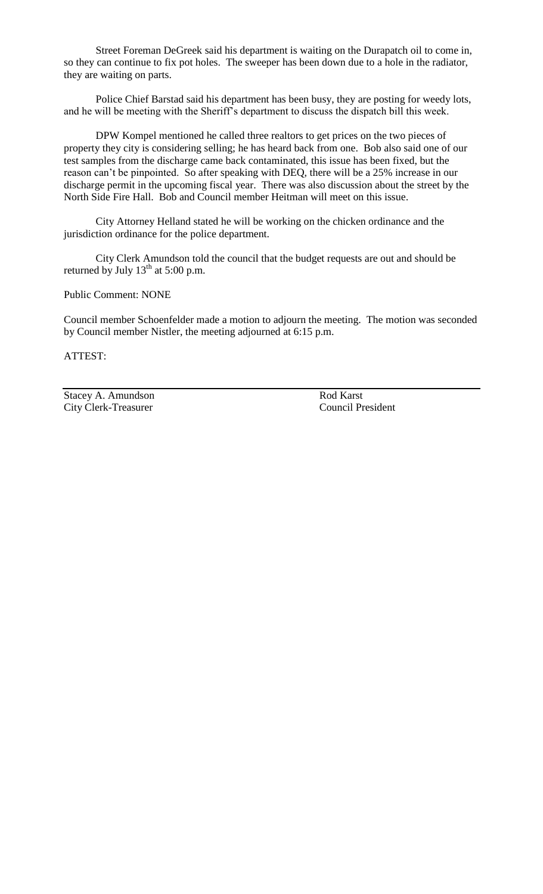Street Foreman DeGreek said his department is waiting on the Durapatch oil to come in, so they can continue to fix pot holes. The sweeper has been down due to a hole in the radiator, they are waiting on parts.

Police Chief Barstad said his department has been busy, they are posting for weedy lots, and he will be meeting with the Sheriff's department to discuss the dispatch bill this week.

DPW Kompel mentioned he called three realtors to get prices on the two pieces of property they city is considering selling; he has heard back from one. Bob also said one of our test samples from the discharge came back contaminated, this issue has been fixed, but the reason can't be pinpointed. So after speaking with DEQ, there will be a 25% increase in our discharge permit in the upcoming fiscal year. There was also discussion about the street by the North Side Fire Hall. Bob and Council member Heitman will meet on this issue.

City Attorney Helland stated he will be working on the chicken ordinance and the jurisdiction ordinance for the police department.

City Clerk Amundson told the council that the budget requests are out and should be returned by July 13th at 5:00 p.m.

Public Comment: NONE

Council member Schoenfelder made a motion to adjourn the meeting. The motion was seconded by Council member Nistler, the meeting adjourned at 6:15 p.m.

ATTEST:

Stacey A. Amundson
City Clerk-Treasurer

Rod Karst
Council President